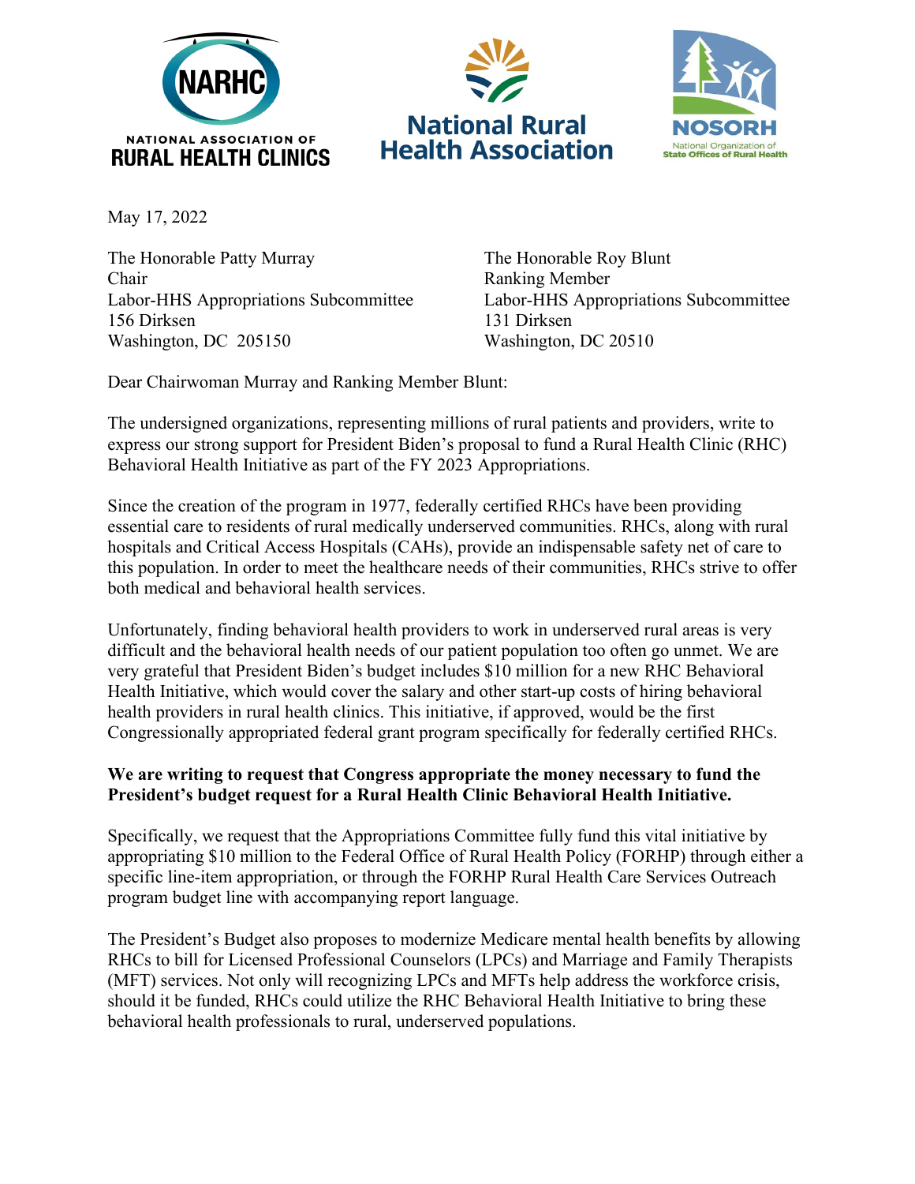NATIONAL ASSOCIATION OF RURAL HEALTH CLINICS

National Rural Health Association

NOSORH National Organization of State Offices of Rural Health

May 17, 2022

The Honorable Patty Murray
Chair
Labor-HHS Appropriations Subcommittee
156 Dirksen
Washington, DC 205150

The Honorable Roy Blunt
Ranking Member
Labor-HHS Appropriations Subcommittee
131 Dirksen
Washington, DC 20510

Dear Chairwoman Murray and Ranking Member Blunt:

The undersigned organizations, representing millions of rural patients and providers, write to express our strong support for President Biden's proposal to fund a Rural Health Clinic (RHC) Behavioral Health Initiative as part of the FY 2023 Appropriations.

Since the creation of the program in 1977, federally certified RHCs have been providing essential care to residents of rural medically underserved communities. RHCs, along with rural hospitals and Critical Access Hospitals (CAHs), provide an indispensable safety net of care to this population. In order to meet the healthcare needs of their communities, RHCs strive to offer both medical and behavioral health services.

Unfortunately, finding behavioral health providers to work in underserved rural areas is very difficult and the behavioral health needs of our patient population too often go unmet. We are very grateful that President Biden's budget includes $10 million for a new RHC Behavioral Health Initiative, which would cover the salary and other start-up costs of hiring behavioral health providers in rural health clinics. This initiative, if approved, would be the first Congressionally appropriated federal grant program specifically for federally certified RHCs.

**We are writing to request that Congress appropriate the money necessary to fund the President's budget request for a Rural Health Clinic Behavioral Health Initiative.**

Specifically, we request that the Appropriations Committee fully fund this vital initiative by appropriating $10 million to the Federal Office of Rural Health Policy (FORHP) through either a specific line-item appropriation, or through the FORHP Rural Health Care Services Outreach program budget line with accompanying report language.

The President's Budget also proposes to modernize Medicare mental health benefits by allowing RHCs to bill for Licensed Professional Counselors (LPCs) and Marriage and Family Therapists (MFT) services. Not only will recognizing LPCs and MFTs help address the workforce crisis, should it be funded, RHCs could utilize the RHC Behavioral Health Initiative to bring these behavioral health professionals to rural, underserved populations.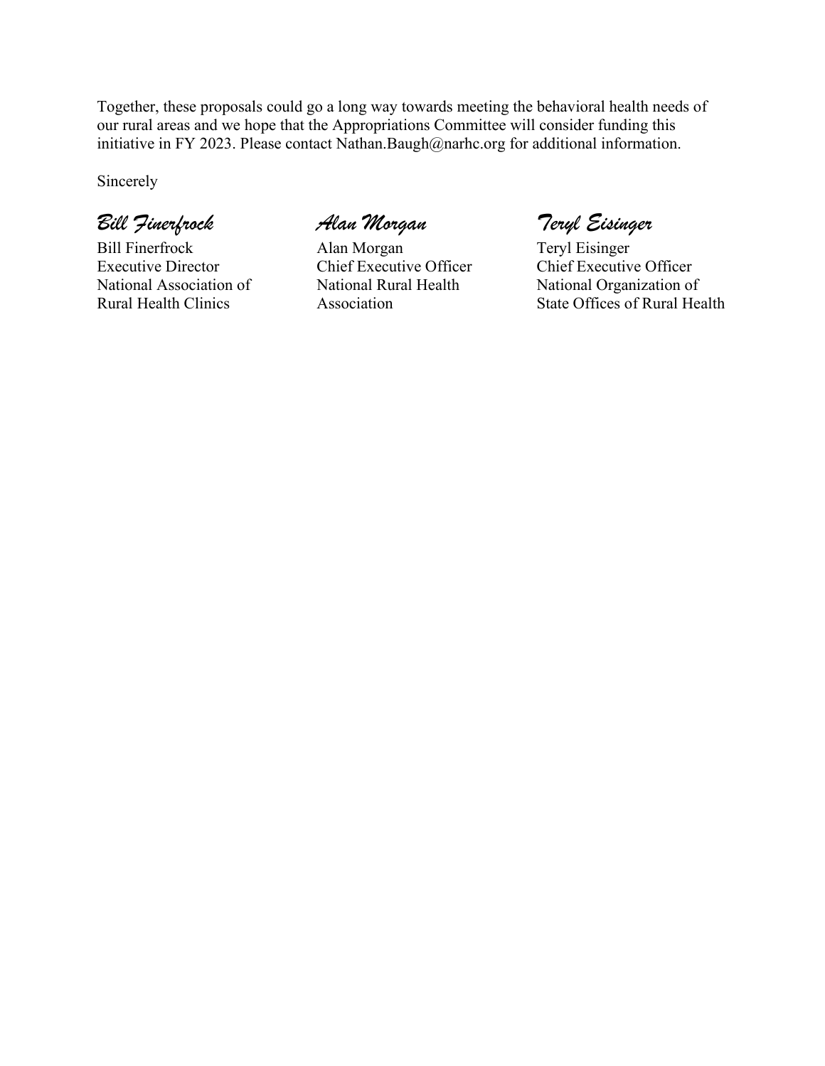Together, these proposals could go a long way towards meeting the behavioral health needs of our rural areas and we hope that the Appropriations Committee will consider funding this initiative in FY 2023. Please contact Nathan.Baugh@narhc.org for additional information.

Sincerely

*Bill Finerfrock*
Bill Finerfrock
Executive Director
National Association of Rural Health Clinics

*Alan Morgan*
Alan Morgan
Chief Executive Officer
National Rural Health Association

*Teryl Eisinger*
Teryl Eisinger
Chief Executive Officer
National Organization of State Offices of Rural Health